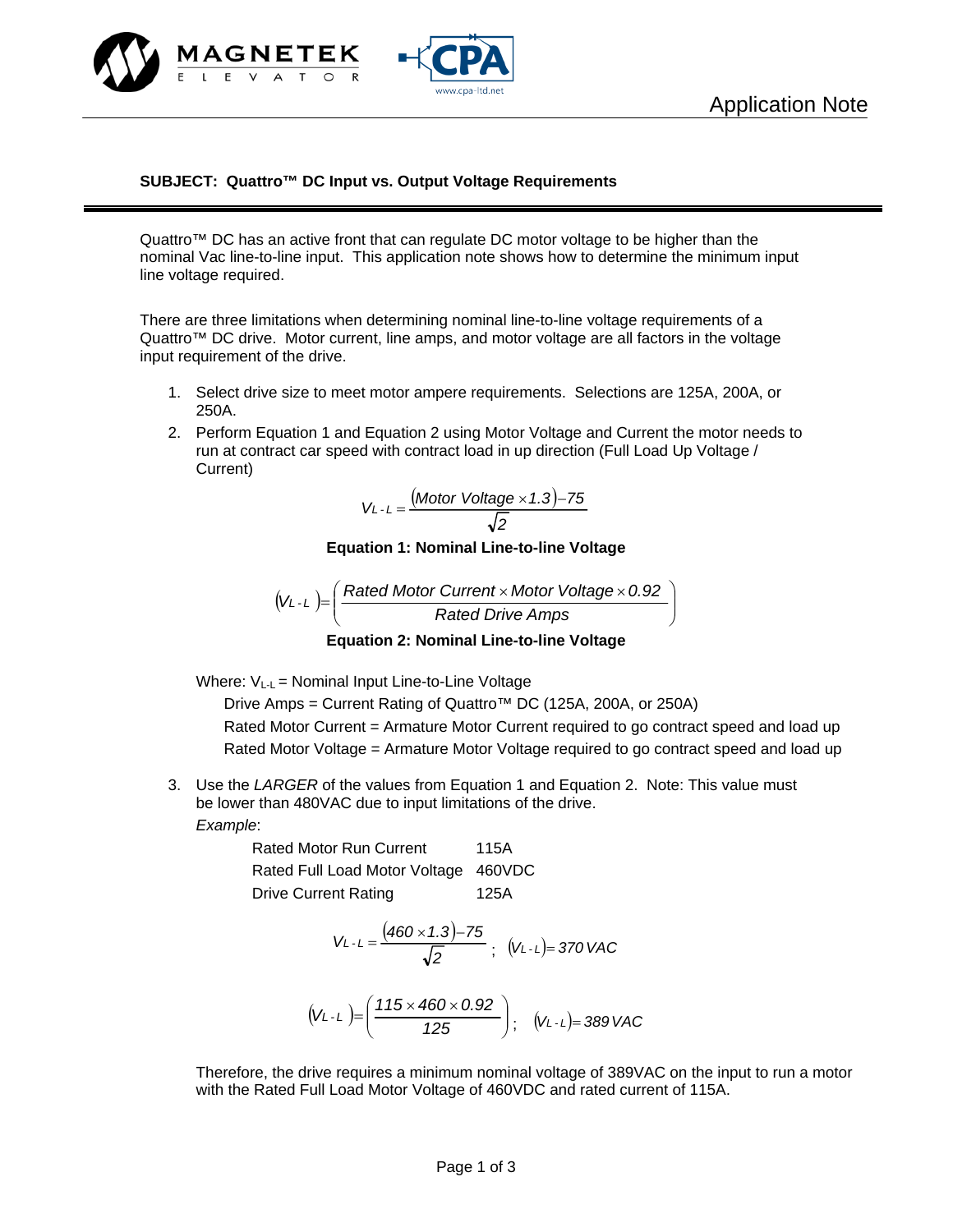Application Note

**SUBJECT: Quattro™ DC Input vs. Output Voltage Requirements**

Quattro™ DC has an active front that can regulate DC motor voltage to be higher than the nominal Vac line-to-line input. This application note shows how to determine the minimum input line voltage required.

There are three limitations when determining nominal line-to-line voltage requirements of a Quattro™ DC drive. Motor current, line amps, and motor voltage are all factors in the voltage input requirement of the drive.

1. Select drive size to meet motor ampere requirements. Selections are 125A, 200A, or 250A.
2. Perform Equation 1 and Equation 2 using Motor Voltage and Current the motor needs to run at contract car speed with contract load in up direction (Full Load Up Voltage / Current)

$$V_{L-L} = \frac{(Motor\ Voltage \times 1.3) - 75}{\sqrt{2}}$$

**Equation 1: Nominal Line-to-line Voltage**

$$(V_{L-L}) = \left( \frac{Rated\ Motor\ Current \times Motor\ Voltage \times 0.92}{Rated\ Drive\ Amps} \right)$$

**Equation 2: Nominal Line-to-line Voltage**

Where: $V_{L-L}$ = Nominal Input Line-to-Line Voltage
   Drive Amps = Current Rating of Quattro™ DC (125A, 200A, or 250A)
   Rated Motor Current = Armature Motor Current required to go contract speed and load up
   Rated Motor Voltage = Armature Motor Voltage required to go contract speed and load up

3. Use the *LARGER* of the values from Equation 1 and Equation 2. Note: This value must be lower than 480VAC due to input limitations of the drive.

*Example*:

| | |
|---|---|
| Rated Motor Run Current | 115A |
| Rated Full Load Motor Voltage | 460VDC |
| Drive Current Rating | 125A |

$$V_{L-L} = \frac{(460 \times 1.3) - 75}{\sqrt{2}}; \quad (V_{L-L}) = 370\ VAC$$

$$(V_{L-L}) = \left( \frac{115 \times 460 \times 0.92}{125} \right); \quad (V_{L-L}) = 389\ VAC$$

Therefore, the drive requires a minimum nominal voltage of 389VAC on the input to run a motor with the Rated Full Load Motor Voltage of 460VDC and rated current of 115A.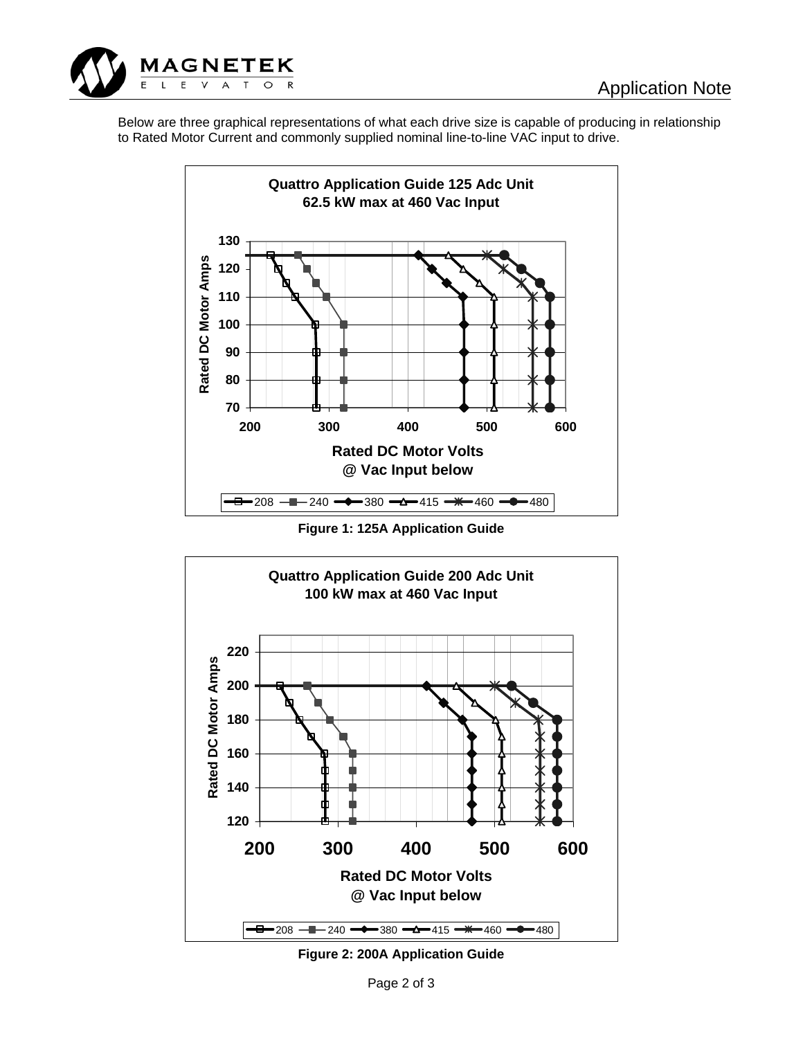Below are three graphical representations of what each drive size is capable of producing in relationship to Rated Motor Current and commonly supplied nominal line-to-line VAC input to drive.

**Quattro Application Guide 125 Adc Unit**
**62.5 kW max at 460 Vac Input**

Rated DC Motor Amps

Rated DC Motor Volts
@ Vac Input below

208 240 380 415 460 480

**Figure 1: 125A Application Guide**

**Quattro Application Guide 200 Adc Unit**
**100 kW max at 460 Vac Input**

Rated DC Motor Amps

Rated DC Motor Volts
@ Vac Input below

208 240 380 415 460 480

**Figure 2: 200A Application Guide**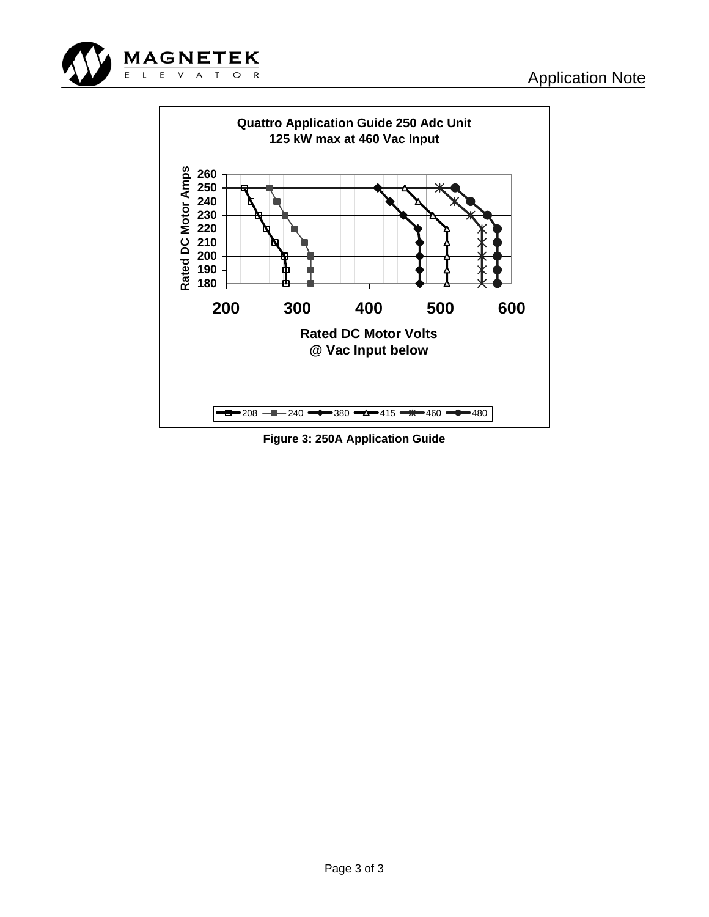Quattro Application Guide 250 Adc Unit
125 kW max at 460 Vac Input

Rated DC Motor Amps

260
250
240
230
220
210
200
190
180

200
300
400
500
600

Rated DC Motor Volts
@ Vac Input below

208
240
380
415
460
480

Figure 3: 250A Application Guide